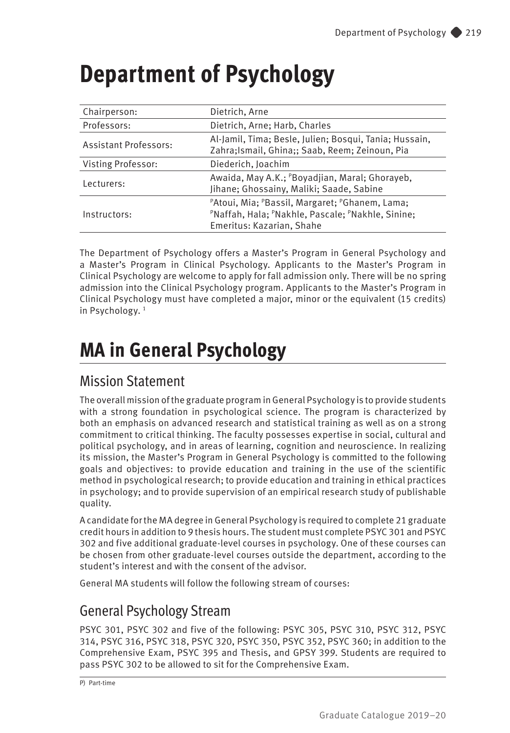# Department of Psychology

| Chairperson: | Dietrich, Arne |
|---|---|
| Professors: | Dietrich, Arne; Harb, Charles |
| Assistant Professors: | Al-Jamil, Tima; Besle, Julien; Bosqui, Tania; Hussain, Zahra;Ismail, Ghina;; Saab, Reem; Zeinoun, Pia |
| Visting Professor: | Diederich, Joachim |
| Lecturers: | Awaida, May A.K.; [P]Boyadjian, Maral; Ghorayeb, Jihane; Ghossainy, Maliki; Saade, Sabine |
| Instructors: | [P]Atoui, Mia; [P]Bassil, Margaret; [P]Ghanem, Lama; [P]Naffah, Hala; [P]Nakhle, Pascale; [P]Nakhle, Sinine; Emeritus: Kazarian, Shahe |

The Department of Psychology offers a Master's Program in General Psychology and a Master's Program in Clinical Psychology. Applicants to the Master's Program in Clinical Psychology are welcome to apply for fall admission only. There will be no spring admission into the Clinical Psychology program. Applicants to the Master's Program in Clinical Psychology must have completed a major, minor or the equivalent (15 credits) in Psychology. [1]

# MA in General Psychology

## Mission Statement

The overall mission of the graduate program in General Psychology is to provide students with a strong foundation in psychological science. The program is characterized by both an emphasis on advanced research and statistical training as well as on a strong commitment to critical thinking. The faculty possesses expertise in social, cultural and political psychology, and in areas of learning, cognition and neuroscience. In realizing its mission, the Master's Program in General Psychology is committed to the following goals and objectives: to provide education and training in the use of the scientific method in psychological research; to provide education and training in ethical practices in psychology; and to provide supervision of an empirical research study of publishable quality.

A candidate for the MA degree in General Psychology is required to complete 21 graduate credit hours in addition to 9 thesis hours. The student must complete PSYC 301 and PSYC 302 and five additional graduate-level courses in psychology. One of these courses can be chosen from other graduate-level courses outside the department, according to the student's interest and with the consent of the advisor.

General MA students will follow the following stream of courses:

## General Psychology Stream

PSYC 301, PSYC 302 and five of the following: PSYC 305, PSYC 310, PSYC 312, PSYC 314, PSYC 316, PSYC 318, PSYC 320, PSYC 350, PSYC 352, PSYC 360; in addition to the Comprehensive Exam, PSYC 395 and Thesis, and GPSY 399. Students are required to pass PSYC 302 to be allowed to sit for the Comprehensive Exam.

P) Part-time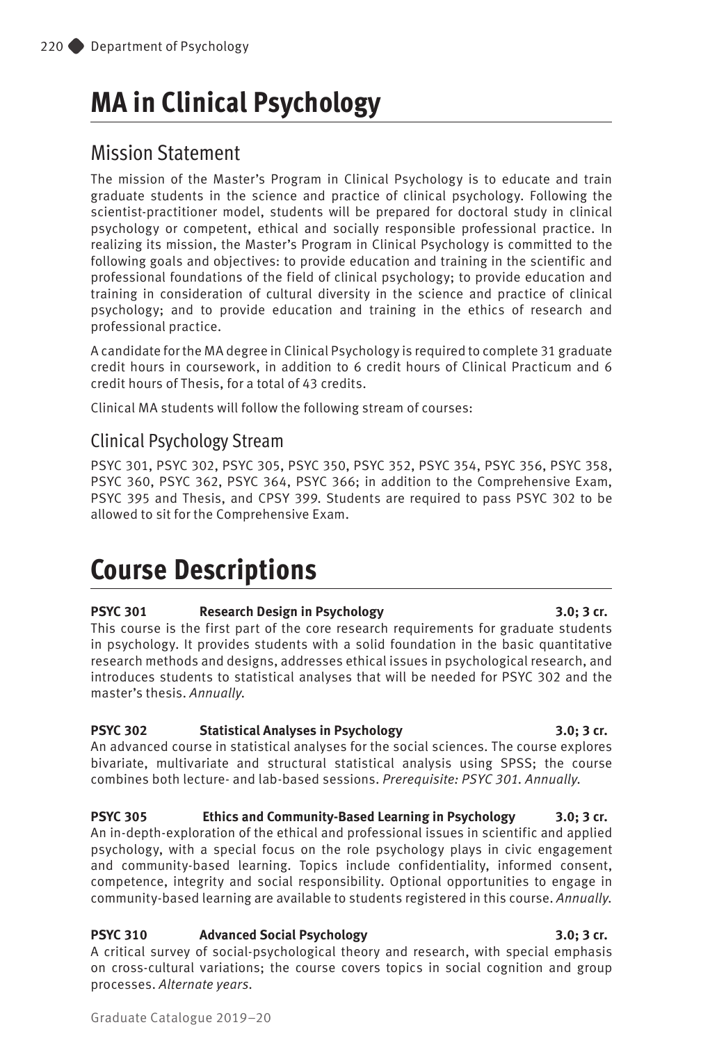# MA in Clinical Psychology

## Mission Statement

The mission of the Master's Program in Clinical Psychology is to educate and train graduate students in the science and practice of clinical psychology. Following the scientist-practitioner model, students will be prepared for doctoral study in clinical psychology or competent, ethical and socially responsible professional practice. In realizing its mission, the Master's Program in Clinical Psychology is committed to the following goals and objectives: to provide education and training in the scientific and professional foundations of the field of clinical psychology; to provide education and training in consideration of cultural diversity in the science and practice of clinical psychology; and to provide education and training in the ethics of research and professional practice.

A candidate for the MA degree in Clinical Psychology is required to complete 31 graduate credit hours in coursework, in addition to 6 credit hours of Clinical Practicum and 6 credit hours of Thesis, for a total of 43 credits.

Clinical MA students will follow the following stream of courses:

## Clinical Psychology Stream

PSYC 301, PSYC 302, PSYC 305, PSYC 350, PSYC 352, PSYC 354, PSYC 356, PSYC 358, PSYC 360, PSYC 362, PSYC 364, PSYC 366; in addition to the Comprehensive Exam, PSYC 395 and Thesis, and CPSY 399. Students are required to pass PSYC 302 to be allowed to sit for the Comprehensive Exam.

# Course Descriptions

**PSYC 301 Research Design in Psychology 3.0; 3 cr.**
This course is the first part of the core research requirements for graduate students in psychology. It provides students with a solid foundation in the basic quantitative research methods and designs, addresses ethical issues in psychological research, and introduces students to statistical analyses that will be needed for PSYC 302 and the master's thesis. *Annually.*

**PSYC 302 Statistical Analyses in Psychology 3.0; 3 cr.**
An advanced course in statistical analyses for the social sciences. The course explores bivariate, multivariate and structural statistical analysis using SPSS; the course combines both lecture- and lab-based sessions. *Prerequisite: PSYC 301. Annually.*

**PSYC 305 Ethics and Community-Based Learning in Psychology 3.0; 3 cr.**
An in-depth-exploration of the ethical and professional issues in scientific and applied psychology, with a special focus on the role psychology plays in civic engagement and community-based learning. Topics include confidentiality, informed consent, competence, integrity and social responsibility. Optional opportunities to engage in community-based learning are available to students registered in this course. *Annually.*

**PSYC 310 Advanced Social Psychology 3.0; 3 cr.**
A critical survey of social-psychological theory and research, with special emphasis on cross-cultural variations; the course covers topics in social cognition and group processes. *Alternate years.*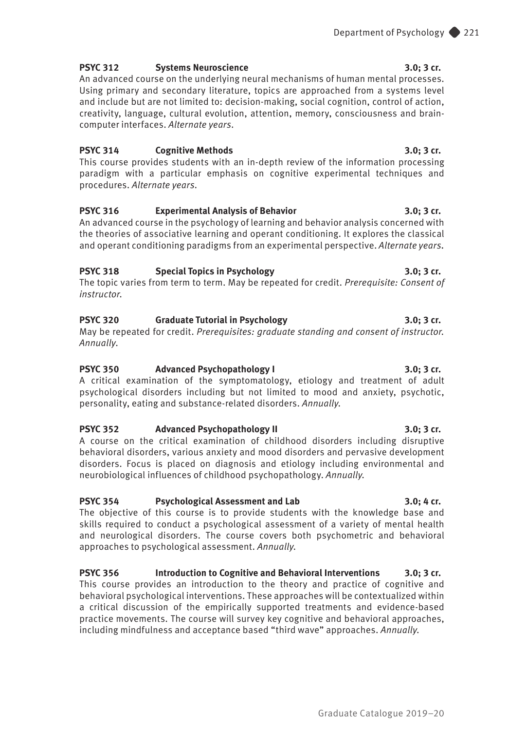**PSYC 312 Systems Neuroscience 3.0; 3 cr.**
An advanced course on the underlying neural mechanisms of human mental processes. Using primary and secondary literature, topics are approached from a systems level and include but are not limited to: decision-making, social cognition, control of action, creativity, language, cultural evolution, attention, memory, consciousness and brain-computer interfaces. *Alternate years.*

**PSYC 314 Cognitive Methods 3.0; 3 cr.**
This course provides students with an in-depth review of the information processing paradigm with a particular emphasis on cognitive experimental techniques and procedures. *Alternate years.*

**PSYC 316 Experimental Analysis of Behavior 3.0; 3 cr.**
An advanced course in the psychology of learning and behavior analysis concerned with the theories of associative learning and operant conditioning. It explores the classical and operant conditioning paradigms from an experimental perspective. *Alternate years.*

**PSYC 318 Special Topics in Psychology 3.0; 3 cr.**
The topic varies from term to term. May be repeated for credit. *Prerequisite: Consent of instructor.*

**PSYC 320 Graduate Tutorial in Psychology 3.0; 3 cr.**
May be repeated for credit. *Prerequisites: graduate standing and consent of instructor. Annually.*

**PSYC 350 Advanced Psychopathology I 3.0; 3 cr.**
A critical examination of the symptomatology, etiology and treatment of adult psychological disorders including but not limited to mood and anxiety, psychotic, personality, eating and substance-related disorders. *Annually.*

**PSYC 352 Advanced Psychopathology II 3.0; 3 cr.**
A course on the critical examination of childhood disorders including disruptive behavioral disorders, various anxiety and mood disorders and pervasive development disorders. Focus is placed on diagnosis and etiology including environmental and neurobiological influences of childhood psychopathology. *Annually.*

**PSYC 354 Psychological Assessment and Lab 3.0; 4 cr.**
The objective of this course is to provide students with the knowledge base and skills required to conduct a psychological assessment of a variety of mental health and neurological disorders. The course covers both psychometric and behavioral approaches to psychological assessment. *Annually.*

**PSYC 356 Introduction to Cognitive and Behavioral Interventions 3.0; 3 cr.**
This course provides an introduction to the theory and practice of cognitive and behavioral psychological interventions. These approaches will be contextualized within a critical discussion of the empirically supported treatments and evidence-based practice movements. The course will survey key cognitive and behavioral approaches, including mindfulness and acceptance based "third wave" approaches. *Annually.*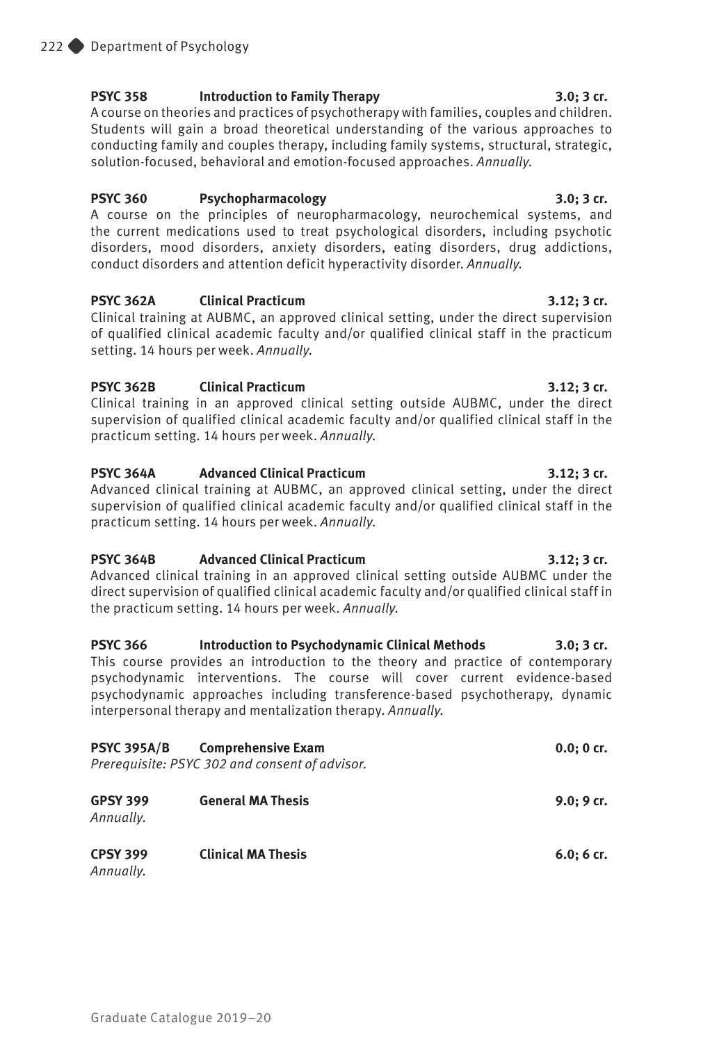**PSYC 358 Introduction to Family Therapy 3.0; 3 cr.**
A course on theories and practices of psychotherapy with families, couples and children. Students will gain a broad theoretical understanding of the various approaches to conducting family and couples therapy, including family systems, structural, strategic, solution-focused, behavioral and emotion-focused approaches. *Annually.*

**PSYC 360 Psychopharmacology 3.0; 3 cr.**
A course on the principles of neuropharmacology, neurochemical systems, and the current medications used to treat psychological disorders, including psychotic disorders, mood disorders, anxiety disorders, eating disorders, drug addictions, conduct disorders and attention deficit hyperactivity disorder. *Annually.*

**PSYC 362A Clinical Practicum 3.12; 3 cr.**
Clinical training at AUBMC, an approved clinical setting, under the direct supervision of qualified clinical academic faculty and/or qualified clinical staff in the practicum setting. 14 hours per week. *Annually.*

**PSYC 362B Clinical Practicum 3.12; 3 cr.**
Clinical training in an approved clinical setting outside AUBMC, under the direct supervision of qualified clinical academic faculty and/or qualified clinical staff in the practicum setting. 14 hours per week. *Annually.*

**PSYC 364A Advanced Clinical Practicum 3.12; 3 cr.**
Advanced clinical training at AUBMC, an approved clinical setting, under the direct supervision of qualified clinical academic faculty and/or qualified clinical staff in the practicum setting. 14 hours per week. *Annually.*

**PSYC 364B Advanced Clinical Practicum 3.12; 3 cr.**
Advanced clinical training in an approved clinical setting outside AUBMC under the direct supervision of qualified clinical academic faculty and/or qualified clinical staff in the practicum setting. 14 hours per week. *Annually.*

**PSYC 366 Introduction to Psychodynamic Clinical Methods 3.0; 3 cr.**
This course provides an introduction to the theory and practice of contemporary psychodynamic interventions. The course will cover current evidence-based psychodynamic approaches including transference-based psychotherapy, dynamic interpersonal therapy and mentalization therapy. *Annually.*

**PSYC 395A/B Comprehensive Exam 0.0; 0 cr.**
*Prerequisite: PSYC 302 and consent of advisor.*

**GPSY 399 General MA Thesis 9.0; 9 cr.**
*Annually.*

**CPSY 399 Clinical MA Thesis 6.0; 6 cr.**
*Annually.*